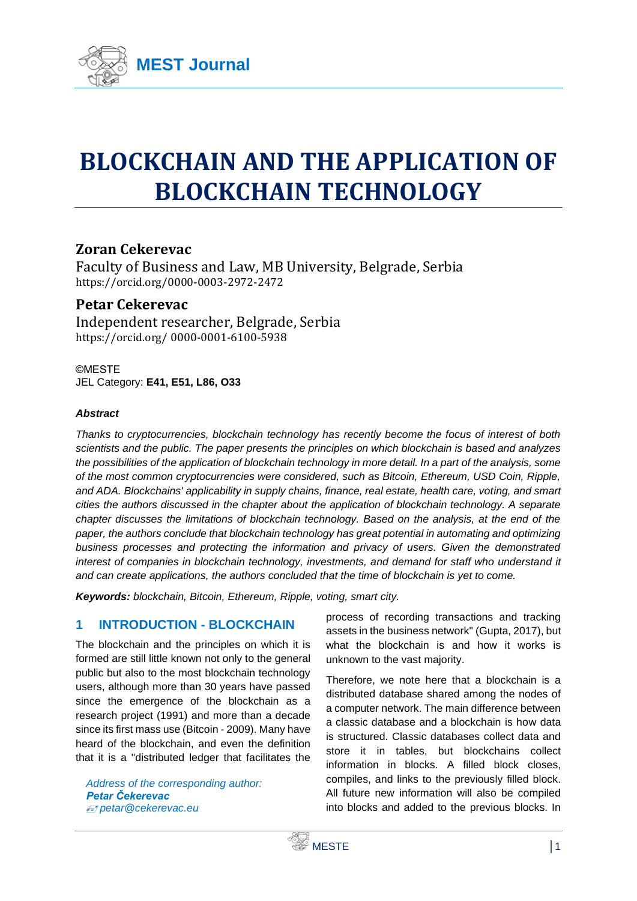# BLOCKCHAIN AND THE APPLICATION OF BLOCKCHAIN TECHNOLOGY

**Zoran Cekerevac**
Faculty of Business and Law, MB University, Belgrade, Serbia
https://orcid.org/0000-0003-2972-2472

**Petar Cekerevac**
Independent researcher, Belgrade, Serbia
https://orcid.org/ 0000-0001-6100-5938

©MESTE
JEL Category: **E41, E51, L86, O33**

***Abstract***

*Thanks to cryptocurrencies, blockchain technology has recently become the focus of interest of both scientists and the public. The paper presents the principles on which blockchain is based and analyzes the possibilities of the application of blockchain technology in more detail. In a part of the analysis, some of the most common cryptocurrencies were considered, such as Bitcoin, Ethereum, USD Coin, Ripple, and ADA. Blockchains' applicability in supply chains, finance, real estate, health care, voting, and smart cities the authors discussed in the chapter about the application of blockchain technology. A separate chapter discusses the limitations of blockchain technology. Based on the analysis, at the end of the paper, the authors conclude that blockchain technology has great potential in automating and optimizing business processes and protecting the information and privacy of users. Given the demonstrated interest of companies in blockchain technology, investments, and demand for staff who understand it and can create applications, the authors concluded that the time of blockchain is yet to come.*

***Keywords:*** *blockchain, Bitcoin, Ethereum, Ripple, voting, smart city.*

## 1 INTRODUCTION - BLOCKCHAIN

The blockchain and the principles on which it is formed are still little known not only to the general public but also to the most blockchain technology users, although more than 30 years have passed since the emergence of the blockchain as a research project (1991) and more than a decade since its first mass use (Bitcoin - 2009). Many have heard of the blockchain, and even the definition that it is a "distributed ledger that facilitates the process of recording transactions and tracking assets in the business network" (Gupta, 2017), but what the blockchain is and how it works is unknown to the vast majority.

Therefore, we note here that a blockchain is a distributed database shared among the nodes of a computer network. The main difference between a classic database and a blockchain is how data is structured. Classic databases collect data and store it in tables, but blockchains collect information in blocks. A filled block closes, compiles, and links to the previously filled block. All future new information will also be compiled into blocks and added to the previous blocks. In

*Address of the corresponding author:*
***Petar Čekerevac***
*petar@cekerevac.eu*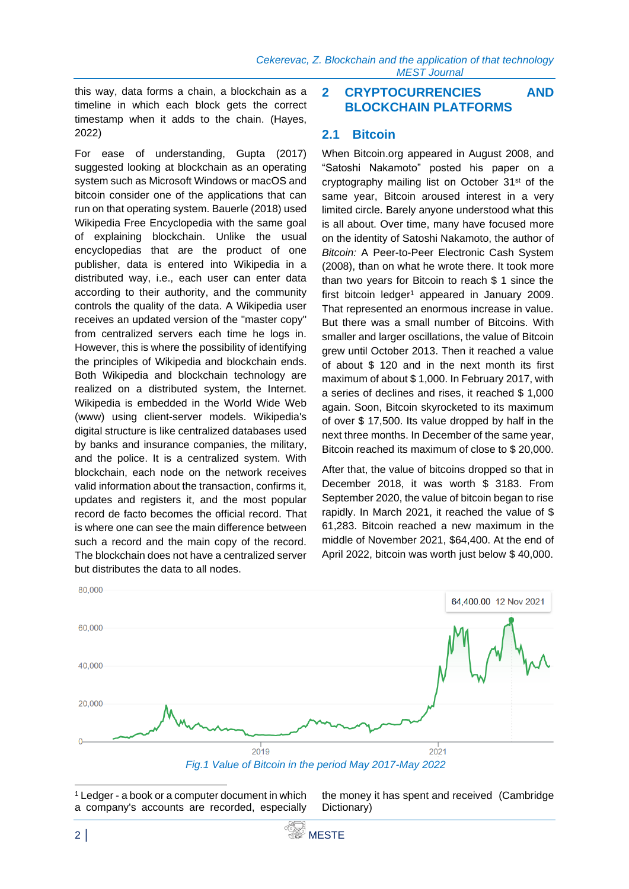this way, data forms a chain, a blockchain as a timeline in which each block gets the correct timestamp when it adds to the chain. (Hayes, 2022)

For ease of understanding, Gupta (2017) suggested looking at blockchain as an operating system such as Microsoft Windows or macOS and bitcoin consider one of the applications that can run on that operating system. Bauerle (2018) used Wikipedia Free Encyclopedia with the same goal of explaining blockchain. Unlike the usual encyclopedias that are the product of one publisher, data is entered into Wikipedia in a distributed way, i.e., each user can enter data according to their authority, and the community controls the quality of the data. A Wikipedia user receives an updated version of the "master copy" from centralized servers each time he logs in. However, this is where the possibility of identifying the principles of Wikipedia and blockchain ends. Both Wikipedia and blockchain technology are realized on a distributed system, the Internet. Wikipedia is embedded in the World Wide Web (www) using client-server models. Wikipedia's digital structure is like centralized databases used by banks and insurance companies, the military, and the police. It is a centralized system. With blockchain, each node on the network receives valid information about the transaction, confirms it, updates and registers it, and the most popular record de facto becomes the official record. That is where one can see the main difference between such a record and the main copy of the record. The blockchain does not have a centralized server but distributes the data to all nodes.

## 2 CRYPTOCURRENCIES AND BLOCKCHAIN PLATFORMS

### 2.1 Bitcoin

When Bitcoin.org appeared in August 2008, and "Satoshi Nakamoto" posted his paper on a cryptography mailing list on October 31st of the same year, Bitcoin aroused interest in a very limited circle. Barely anyone understood what this is all about. Over time, many have focused more on the identity of Satoshi Nakamoto, the author of *Bitcoin:* A Peer-to-Peer Electronic Cash System (2008), than on what he wrote there. It took more than two years for Bitcoin to reach $ 1 since the first bitcoin ledger[1] appeared in January 2009. That represented an enormous increase in value. But there was a small number of Bitcoins. With smaller and larger oscillations, the value of Bitcoin grew until October 2013. Then it reached a value of about $ 120 and in the next month its first maximum of about $ 1,000. In February 2017, with a series of declines and rises, it reached $ 1,000 again. Soon, Bitcoin skyrocketed to its maximum of over $ 17,500. Its value dropped by half in the next three months. In December of the same year, Bitcoin reached its maximum of close to $ 20,000.

After that, the value of bitcoins dropped so that in December 2018, it was worth $ 3183. From September 2020, the value of bitcoin began to rise rapidly. In March 2021, it reached the value of $ 61,283. Bitcoin reached a new maximum in the middle of November 2021, $64,400. At the end of April 2022, bitcoin was worth just below $ 40,000.

*Fig.1 Value of Bitcoin in the period May 2017-May 2022*

[1] Ledger - a book or a computer document in which a company's accounts are recorded, especially the money it has spent and received (Cambridge Dictionary)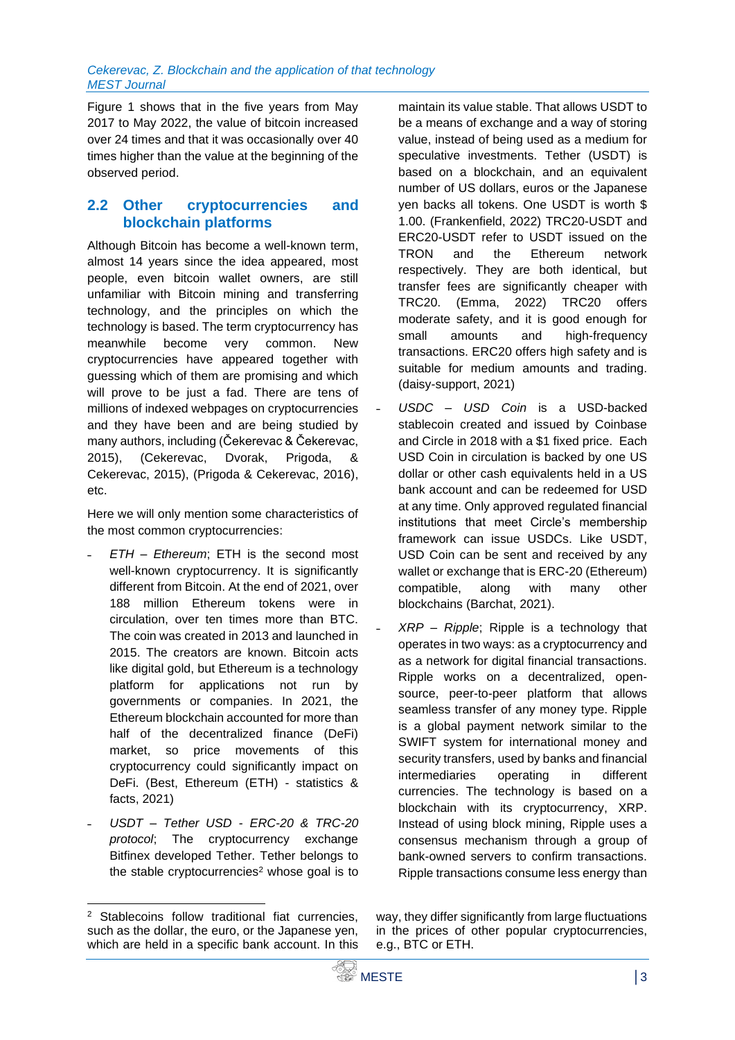Figure 1 shows that in the five years from May 2017 to May 2022, the value of bitcoin increased over 24 times and that it was occasionally over 40 times higher than the value at the beginning of the observed period.

## 2.2 Other cryptocurrencies and blockchain platforms

Although Bitcoin has become a well-known term, almost 14 years since the idea appeared, most people, even bitcoin wallet owners, are still unfamiliar with Bitcoin mining and transferring technology, and the principles on which the technology is based. The term cryptocurrency has meanwhile become very common. New cryptocurrencies have appeared together with guessing which of them are promising and which will prove to be just a fad. There are tens of millions of indexed webpages on cryptocurrencies and they have been and are being studied by many authors, including (Čekerevac & Čekerevac, 2015), (Cekerevac, Dvorak, Prigoda, & Cekerevac, 2015), (Prigoda & Cekerevac, 2016), etc.

Here we will only mention some characteristics of the most common cryptocurrencies:

- *ETH – Ethereum*; ETH is the second most well-known cryptocurrency. It is significantly different from Bitcoin. At the end of 2021, over 188 million Ethereum tokens were in circulation, over ten times more than BTC. The coin was created in 2013 and launched in 2015. The creators are known. Bitcoin acts like digital gold, but Ethereum is a technology platform for applications not run by governments or companies. In 2021, the Ethereum blockchain accounted for more than half of the decentralized finance (DeFi) market, so price movements of this cryptocurrency could significantly impact on DeFi. (Best, Ethereum (ETH) - statistics & facts, 2021)
- *USDT – Tether USD - ERC-20 & TRC-20 protocol*; The cryptocurrency exchange Bitfinex developed Tether. Tether belongs to the stable cryptocurrencies[2] whose goal is to maintain its value stable. That allows USDT to be a means of exchange and a way of storing value, instead of being used as a medium for speculative investments. Tether (USDT) is based on a blockchain, and an equivalent number of US dollars, euros or the Japanese yen backs all tokens. One USDT is worth $ 1.00. (Frankenfield, 2022) TRC20-USDT and ERC20-USDT refer to USDT issued on the TRON and the Ethereum network respectively. They are both identical, but transfer fees are significantly cheaper with TRC20. (Emma, 2022) TRC20 offers moderate safety, and it is good enough for small amounts and high-frequency transactions. ERC20 offers high safety and is suitable for medium amounts and trading. (daisy-support, 2021)
- *USDC – USD Coin* is a USD-backed stablecoin created and issued by Coinbase and Circle in 2018 with a $1 fixed price. Each USD Coin in circulation is backed by one US dollar or other cash equivalents held in a US bank account and can be redeemed for USD at any time. Only approved regulated financial institutions that meet Circle's membership framework can issue USDCs. Like USDT, USD Coin can be sent and received by any wallet or exchange that is ERC-20 (Ethereum) compatible, along with many other blockchains (Barchat, 2021).
- *XRP – Ripple*; Ripple is a technology that operates in two ways: as a cryptocurrency and as a network for digital financial transactions. Ripple works on a decentralized, open-source, peer-to-peer platform that allows seamless transfer of any money type. Ripple is a global payment network similar to the SWIFT system for international money and security transfers, used by banks and financial intermediaries operating in different currencies. The technology is based on a blockchain with its cryptocurrency, XRP. Instead of using block mining, Ripple uses a consensus mechanism through a group of bank-owned servers to confirm transactions. Ripple transactions consume less energy than

---

[2] Stablecoins follow traditional fiat currencies, such as the dollar, the euro, or the Japanese yen, which are held in a specific bank account. In this way, they differ significantly from large fluctuations in the prices of other popular cryptocurrencies, e.g., BTC or ETH.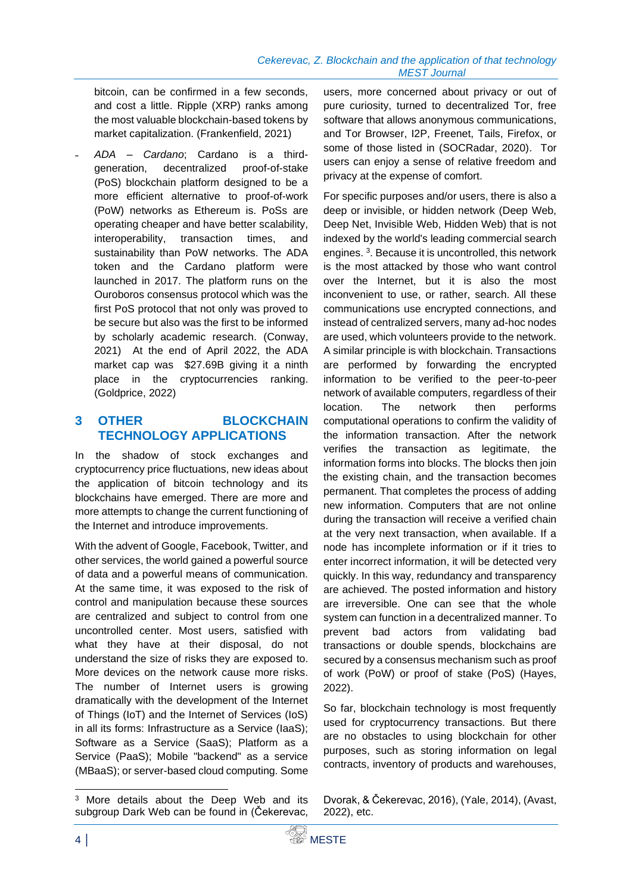bitcoin, can be confirmed in a few seconds, and cost a little. Ripple (XRP) ranks among the most valuable blockchain-based tokens by market capitalization. (Frankenfield, 2021)

- *ADA – Cardano*; Cardano is a third-generation, decentralized proof-of-stake (PoS) blockchain platform designed to be a more efficient alternative to proof-of-work (PoW) networks as Ethereum is. PoSs are operating cheaper and have better scalability, interoperability, transaction times, and sustainability than PoW networks. The ADA token and the Cardano platform were launched in 2017. The platform runs on the Ouroboros consensus protocol which was the first PoS protocol that not only was proved to be secure but also was the first to be informed by scholarly academic research. (Conway, 2021) At the end of April 2022, the ADA market cap was $27.69B giving it a ninth place in the cryptocurrencies ranking. (Goldprice, 2022)

## 3 OTHER BLOCKCHAIN TECHNOLOGY APPLICATIONS

In the shadow of stock exchanges and cryptocurrency price fluctuations, new ideas about the application of bitcoin technology and its blockchains have emerged. There are more and more attempts to change the current functioning of the Internet and introduce improvements.

With the advent of Google, Facebook, Twitter, and other services, the world gained a powerful source of data and a powerful means of communication. At the same time, it was exposed to the risk of control and manipulation because these sources are centralized and subject to control from one uncontrolled center. Most users, satisfied with what they have at their disposal, do not understand the size of risks they are exposed to. More devices on the network cause more risks. The number of Internet users is growing dramatically with the development of the Internet of Things (IoT) and the Internet of Services (IoS) in all its forms: Infrastructure as a Service (IaaS); Software as a Service (SaaS); Platform as a Service (PaaS); Mobile "backend" as a service (MBaaS); or server-based cloud computing. Some users, more concerned about privacy or out of pure curiosity, turned to decentralized Tor, free software that allows anonymous communications, and Tor Browser, I2P, Freenet, Tails, Firefox, or some of those listed in (SOCRadar, 2020). Tor users can enjoy a sense of relative freedom and privacy at the expense of comfort.

For specific purposes and/or users, there is also a deep or invisible, or hidden network (Deep Web, Deep Net, Invisible Web, Hidden Web) that is not indexed by the world's leading commercial search engines. [3]. Because it is uncontrolled, this network is the most attacked by those who want control over the Internet, but it is also the most inconvenient to use, or rather, search. All these communications use encrypted connections, and instead of centralized servers, many ad-hoc nodes are used, which volunteers provide to the network. A similar principle is with blockchain. Transactions are performed by forwarding the encrypted information to be verified to the peer-to-peer network of available computers, regardless of their location. The network then performs computational operations to confirm the validity of the information transaction. After the network verifies the transaction as legitimate, the information forms into blocks. The blocks then join the existing chain, and the transaction becomes permanent. That completes the process of adding new information. Computers that are not online during the transaction will receive a verified chain at the very next transaction, when available. If a node has incomplete information or if it tries to enter incorrect information, it will be detected very quickly. In this way, redundancy and transparency are achieved. The posted information and history are irreversible. One can see that the whole system can function in a decentralized manner. To prevent bad actors from validating bad transactions or double spends, blockchains are secured by a consensus mechanism such as proof of work (PoW) or proof of stake (PoS) (Hayes, 2022).

So far, blockchain technology is most frequently used for cryptocurrency transactions. But there are no obstacles to using blockchain for other purposes, such as storing information on legal contracts, inventory of products and warehouses,

[3] More details about the Deep Web and its subgroup Dark Web can be found in (Čekerevac, Dvorak, & Čekerevac, 2016), (Yale, 2014), (Avast, 2022), etc.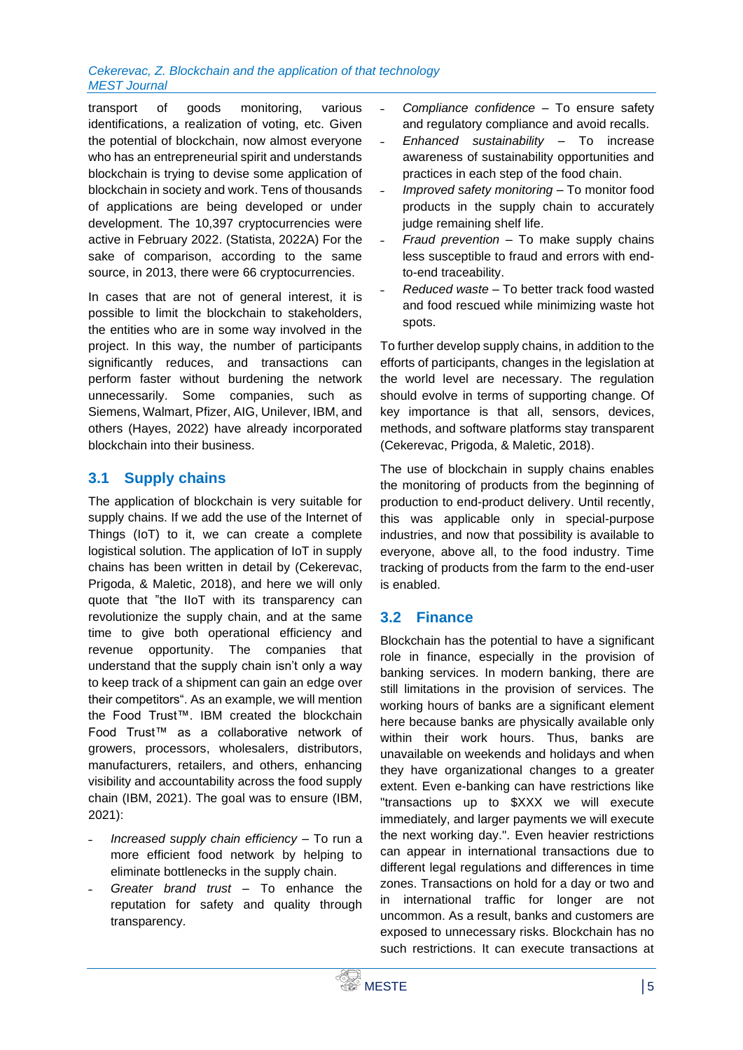transport of goods monitoring, various identifications, a realization of voting, etc. Given the potential of blockchain, now almost everyone who has an entrepreneurial spirit and understands blockchain is trying to devise some application of blockchain in society and work. Tens of thousands of applications are being developed or under development. The 10,397 cryptocurrencies were active in February 2022. (Statista, 2022A) For the sake of comparison, according to the same source, in 2013, there were 66 cryptocurrencies.

In cases that are not of general interest, it is possible to limit the blockchain to stakeholders, the entities who are in some way involved in the project. In this way, the number of participants significantly reduces, and transactions can perform faster without burdening the network unnecessarily. Some companies, such as Siemens, Walmart, Pfizer, AIG, Unilever, IBM, and others (Hayes, 2022) have already incorporated blockchain into their business.

## 3.1 Supply chains

The application of blockchain is very suitable for supply chains. If we add the use of the Internet of Things (IoT) to it, we can create a complete logistical solution. The application of IoT in supply chains has been written in detail by (Cekerevac, Prigoda, & Maletic, 2018), and here we will only quote that "the IIoT with its transparency can revolutionize the supply chain, and at the same time to give both operational efficiency and revenue opportunity. The companies that understand that the supply chain isn't only a way to keep track of a shipment can gain an edge over their competitors". As an example, we will mention the Food Trust™. IBM created the blockchain Food Trust™ as a collaborative network of growers, processors, wholesalers, distributors, manufacturers, retailers, and others, enhancing visibility and accountability across the food supply chain (IBM, 2021). The goal was to ensure (IBM, 2021):

- *Increased supply chain efficiency* – To run a more efficient food network by helping to eliminate bottlenecks in the supply chain.
- *Greater brand trust* – To enhance the reputation for safety and quality through transparency.
- *Compliance confidence* – To ensure safety and regulatory compliance and avoid recalls.
- *Enhanced sustainability* – To increase awareness of sustainability opportunities and practices in each step of the food chain.
- *Improved safety monitoring* – To monitor food products in the supply chain to accurately judge remaining shelf life.
- *Fraud prevention* – To make supply chains less susceptible to fraud and errors with end-to-end traceability.
- *Reduced waste* – To better track food wasted and food rescued while minimizing waste hot spots.

To further develop supply chains, in addition to the efforts of participants, changes in the legislation at the world level are necessary. The regulation should evolve in terms of supporting change. Of key importance is that all, sensors, devices, methods, and software platforms stay transparent (Cekerevac, Prigoda, & Maletic, 2018).

The use of blockchain in supply chains enables the monitoring of products from the beginning of production to end-product delivery. Until recently, this was applicable only in special-purpose industries, and now that possibility is available to everyone, above all, to the food industry. Time tracking of products from the farm to the end-user is enabled.

## 3.2 Finance

Blockchain has the potential to have a significant role in finance, especially in the provision of banking services. In modern banking, there are still limitations in the provision of services. The working hours of banks are a significant element here because banks are physically available only within their work hours. Thus, banks are unavailable on weekends and holidays and when they have organizational changes to a greater extent. Even e-banking can have restrictions like "transactions up to $XXX we will execute immediately, and larger payments we will execute the next working day.". Even heavier restrictions can appear in international transactions due to different legal regulations and differences in time zones. Transactions on hold for a day or two and in international traffic for longer are not uncommon. As a result, banks and customers are exposed to unnecessary risks. Blockchain has no such restrictions. It can execute transactions at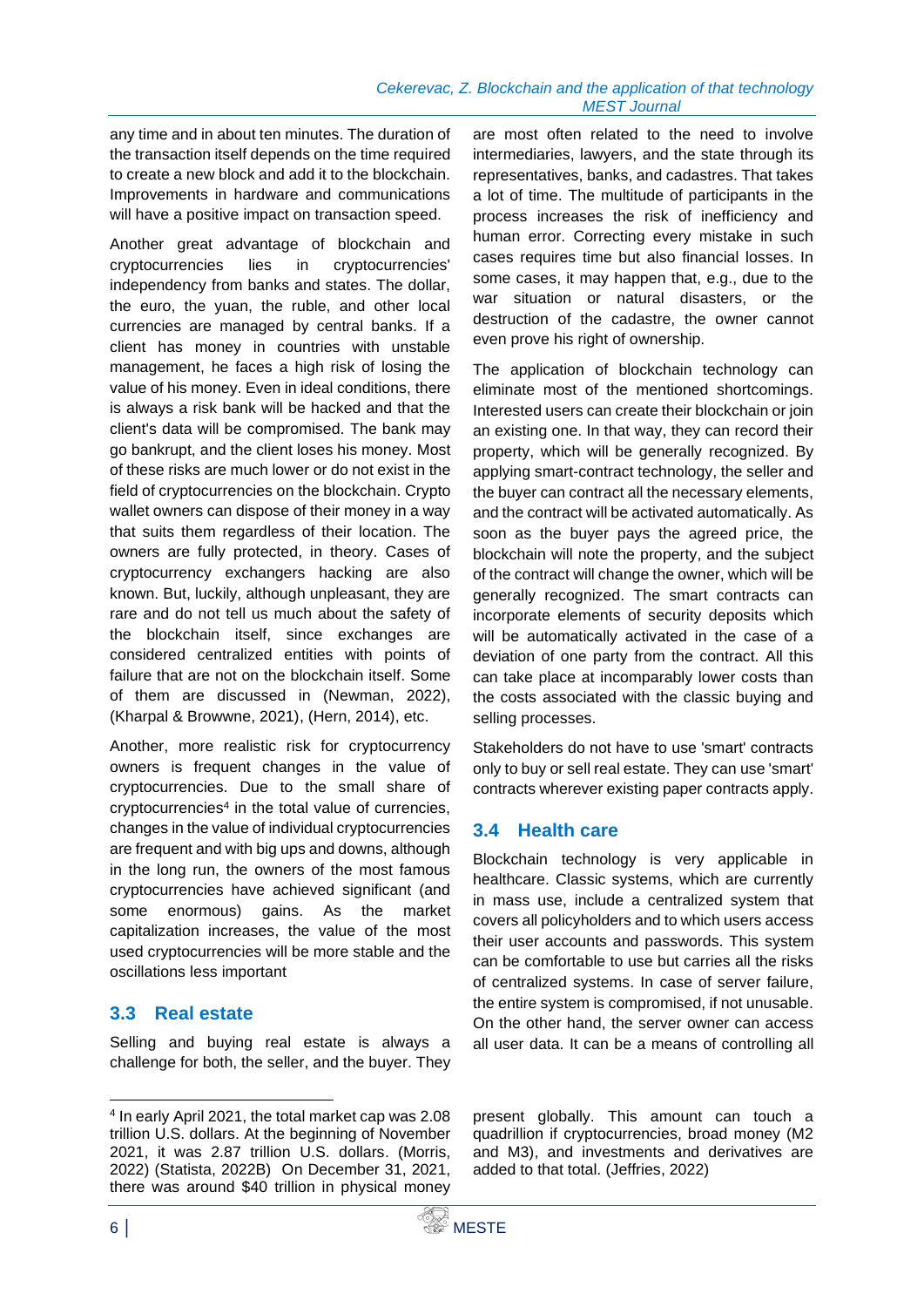any time and in about ten minutes. The duration of the transaction itself depends on the time required to create a new block and add it to the blockchain. Improvements in hardware and communications will have a positive impact on transaction speed.

Another great advantage of blockchain and cryptocurrencies lies in cryptocurrencies' independency from banks and states. The dollar, the euro, the yuan, the ruble, and other local currencies are managed by central banks. If a client has money in countries with unstable management, he faces a high risk of losing the value of his money. Even in ideal conditions, there is always a risk bank will be hacked and that the client's data will be compromised. The bank may go bankrupt, and the client loses his money. Most of these risks are much lower or do not exist in the field of cryptocurrencies on the blockchain. Crypto wallet owners can dispose of their money in a way that suits them regardless of their location. The owners are fully protected, in theory. Cases of cryptocurrency exchangers hacking are also known. But, luckily, although unpleasant, they are rare and do not tell us much about the safety of the blockchain itself, since exchanges are considered centralized entities with points of failure that are not on the blockchain itself. Some of them are discussed in (Newman, 2022), (Kharpal & Browwne, 2021), (Hern, 2014), etc.

Another, more realistic risk for cryptocurrency owners is frequent changes in the value of cryptocurrencies. Due to the small share of cryptocurrencies[4] in the total value of currencies, changes in the value of individual cryptocurrencies are frequent and with big ups and downs, although in the long run, the owners of the most famous cryptocurrencies have achieved significant (and some enormous) gains. As the market capitalization increases, the value of the most used cryptocurrencies will be more stable and the oscillations less important

## 3.3 Real estate

Selling and buying real estate is always a challenge for both, the seller, and the buyer. They are most often related to the need to involve intermediaries, lawyers, and the state through its representatives, banks, and cadastres. That takes a lot of time. The multitude of participants in the process increases the risk of inefficiency and human error. Correcting every mistake in such cases requires time but also financial losses. In some cases, it may happen that, e.g., due to the war situation or natural disasters, or the destruction of the cadastre, the owner cannot even prove his right of ownership.

The application of blockchain technology can eliminate most of the mentioned shortcomings. Interested users can create their blockchain or join an existing one. In that way, they can record their property, which will be generally recognized. By applying smart-contract technology, the seller and the buyer can contract all the necessary elements, and the contract will be activated automatically. As soon as the buyer pays the agreed price, the blockchain will note the property, and the subject of the contract will change the owner, which will be generally recognized. The smart contracts can incorporate elements of security deposits which will be automatically activated in the case of a deviation of one party from the contract. All this can take place at incomparably lower costs than the costs associated with the classic buying and selling processes.

Stakeholders do not have to use 'smart' contracts only to buy or sell real estate. They can use 'smart' contracts wherever existing paper contracts apply.

## 3.4 Health care

Blockchain technology is very applicable in healthcare. Classic systems, which are currently in mass use, include a centralized system that covers all policyholders and to which users access their user accounts and passwords. This system can be comfortable to use but carries all the risks of centralized systems. In case of server failure, the entire system is compromised, if not unusable. On the other hand, the server owner can access all user data. It can be a means of controlling all

---

[4] In early April 2021, the total market cap was 2.08 trillion U.S. dollars. At the beginning of November 2021, it was 2.87 trillion U.S. dollars. (Morris, 2022) (Statista, 2022B) On December 31, 2021, there was around $40 trillion in physical money present globally. This amount can touch a quadrillion if cryptocurrencies, broad money (M2 and M3), and investments and derivatives are added to that total. (Jeffries, 2022)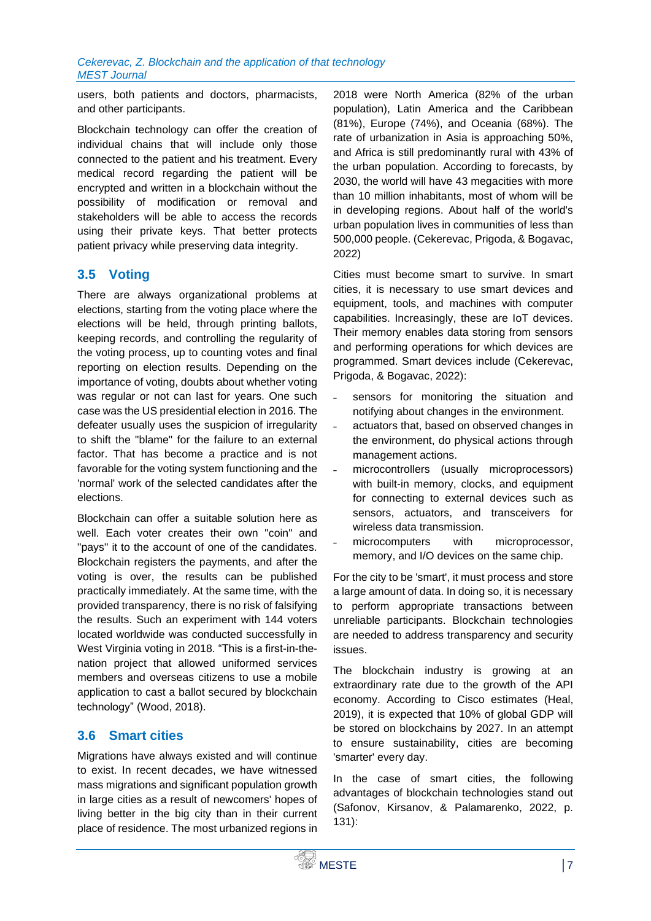users, both patients and doctors, pharmacists, and other participants.

Blockchain technology can offer the creation of individual chains that will include only those connected to the patient and his treatment. Every medical record regarding the patient will be encrypted and written in a blockchain without the possibility of modification or removal and stakeholders will be able to access the records using their private keys. That better protects patient privacy while preserving data integrity.

## 3.5 Voting

There are always organizational problems at elections, starting from the voting place where the elections will be held, through printing ballots, keeping records, and controlling the regularity of the voting process, up to counting votes and final reporting on election results. Depending on the importance of voting, doubts about whether voting was regular or not can last for years. One such case was the US presidential election in 2016. The defeater usually uses the suspicion of irregularity to shift the "blame" for the failure to an external factor. That has become a practice and is not favorable for the voting system functioning and the 'normal' work of the selected candidates after the elections.

Blockchain can offer a suitable solution here as well. Each voter creates their own "coin" and "pays" it to the account of one of the candidates. Blockchain registers the payments, and after the voting is over, the results can be published practically immediately. At the same time, with the provided transparency, there is no risk of falsifying the results. Such an experiment with 144 voters located worldwide was conducted successfully in West Virginia voting in 2018. "This is a first-in-the-nation project that allowed uniformed services members and overseas citizens to use a mobile application to cast a ballot secured by blockchain technology" (Wood, 2018).

## 3.6 Smart cities

Migrations have always existed and will continue to exist. In recent decades, we have witnessed mass migrations and significant population growth in large cities as a result of newcomers' hopes of living better in the big city than in their current place of residence. The most urbanized regions in 2018 were North America (82% of the urban population), Latin America and the Caribbean (81%), Europe (74%), and Oceania (68%). The rate of urbanization in Asia is approaching 50%, and Africa is still predominantly rural with 43% of the urban population. According to forecasts, by 2030, the world will have 43 megacities with more than 10 million inhabitants, most of whom will be in developing regions. About half of the world's urban population lives in communities of less than 500,000 people. (Cekerevac, Prigoda, & Bogavac, 2022)

Cities must become smart to survive. In smart cities, it is necessary to use smart devices and equipment, tools, and machines with computer capabilities. Increasingly, these are IoT devices. Their memory enables data storing from sensors and performing operations for which devices are programmed. Smart devices include (Cekerevac, Prigoda, & Bogavac, 2022):

- sensors for monitoring the situation and notifying about changes in the environment.
- actuators that, based on observed changes in the environment, do physical actions through management actions.
- microcontrollers (usually microprocessors) with built-in memory, clocks, and equipment for connecting to external devices such as sensors, actuators, and transceivers for wireless data transmission.
- microcomputers with microprocessor, memory, and I/O devices on the same chip.

For the city to be 'smart', it must process and store a large amount of data. In doing so, it is necessary to perform appropriate transactions between unreliable participants. Blockchain technologies are needed to address transparency and security issues.

The blockchain industry is growing at an extraordinary rate due to the growth of the API economy. According to Cisco estimates (Heal, 2019), it is expected that 10% of global GDP will be stored on blockchains by 2027. In an attempt to ensure sustainability, cities are becoming 'smarter' every day.

In the case of smart cities, the following advantages of blockchain technologies stand out (Safonov, Kirsanov, & Palamarenko, 2022, p. 131):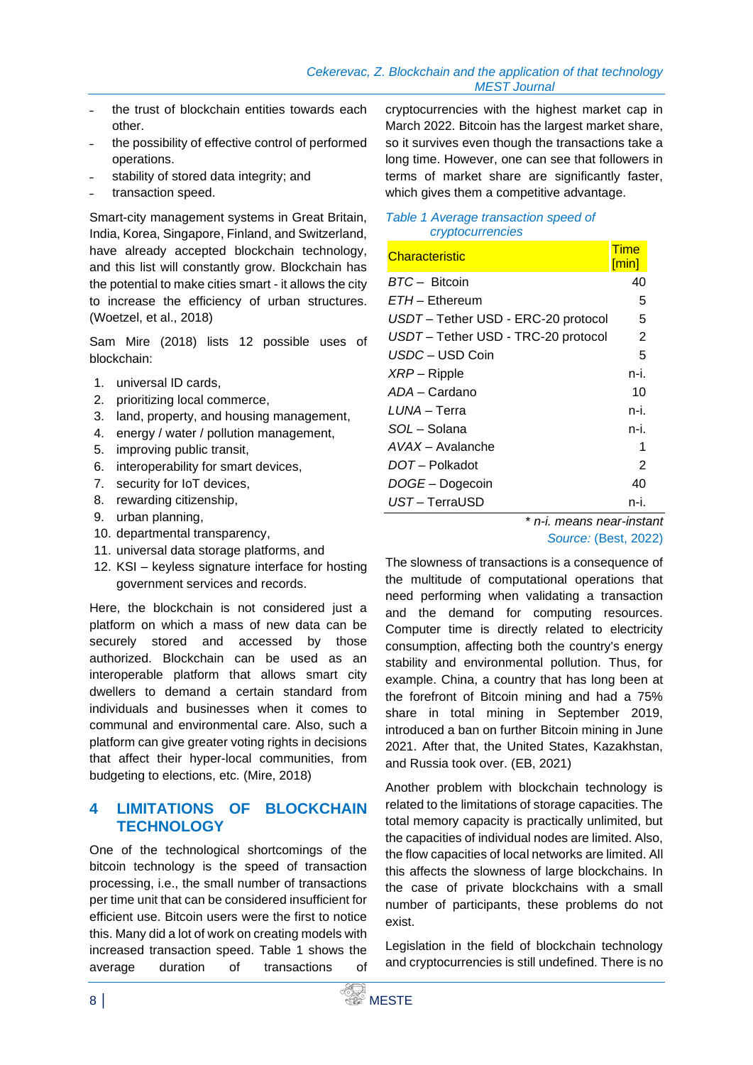- the trust of blockchain entities towards each other.
- the possibility of effective control of performed operations.
- stability of stored data integrity; and
- transaction speed.

Smart-city management systems in Great Britain, India, Korea, Singapore, Finland, and Switzerland, have already accepted blockchain technology, and this list will constantly grow. Blockchain has the potential to make cities smart - it allows the city to increase the efficiency of urban structures. (Woetzel, et al., 2018)

Sam Mire (2018) lists 12 possible uses of blockchain:

1. universal ID cards,
2. prioritizing local commerce,
3. land, property, and housing management,
4. energy / water / pollution management,
5. improving public transit,
6. interoperability for smart devices,
7. security for IoT devices,
8. rewarding citizenship,
9. urban planning,
10. departmental transparency,
11. universal data storage platforms, and
12. KSI – keyless signature interface for hosting government services and records.

Here, the blockchain is not considered just a platform on which a mass of new data can be securely stored and accessed by those authorized. Blockchain can be used as an interoperable platform that allows smart city dwellers to demand a certain standard from individuals and businesses when it comes to communal and environmental care. Also, such a platform can give greater voting rights in decisions that affect their hyper-local communities, from budgeting to elections, etc. (Mire, 2018)

## 4 LIMITATIONS OF BLOCKCHAIN TECHNOLOGY

One of the technological shortcomings of the bitcoin technology is the speed of transaction processing, i.e., the small number of transactions per time unit that can be considered insufficient for efficient use. Bitcoin users were the first to notice this. Many did a lot of work on creating models with increased transaction speed. Table 1 shows the average duration of transactions of cryptocurrencies with the highest market cap in March 2022. Bitcoin has the largest market share, so it survives even though the transactions take a long time. However, one can see that followers in terms of market share are significantly faster, which gives them a competitive advantage.

*Table 1 Average transaction speed of cryptocurrencies*

| Characteristic | Time [min] |
|---|---|
| *BTC* – Bitcoin | 40 |
| *ETH* – Ethereum | 5 |
| *USDT* – Tether USD - ERC-20 protocol | 5 |
| *USDT* – Tether USD - TRC-20 protocol | 2 |
| *USDC* – USD Coin | 5 |
| *XRP* – Ripple | n-i. |
| *ADA* – Cardano | 10 |
| *LUNA* – Terra | n-i. |
| *SOL* – Solana | n-i. |
| *AVAX* – Avalanche | 1 |
| *DOT* – Polkadot | 2 |
| *DOGE* – Dogecoin | 40 |
| *UST* – TerraUSD | n-i. |

*\* n-i. means near-instant*

*Source:* (Best, 2022)

The slowness of transactions is a consequence of the multitude of computational operations that need performing when validating a transaction and the demand for computing resources. Computer time is directly related to electricity consumption, affecting both the country's energy stability and environmental pollution. Thus, for example, China, a country that has long been at the forefront of Bitcoin mining and had a 75% share in total mining in September 2019, introduced a ban on further Bitcoin mining in June 2021. After that, the United States, Kazakhstan, and Russia took over. (EB, 2021)

Another problem with blockchain technology is related to the limitations of storage capacities. The total memory capacity is practically unlimited, but the capacities of individual nodes are limited. Also, the flow capacities of local networks are limited. All this affects the slowness of large blockchains. In the case of private blockchains with a small number of participants, these problems do not exist.

Legislation in the field of blockchain technology and cryptocurrencies is still undefined. There is no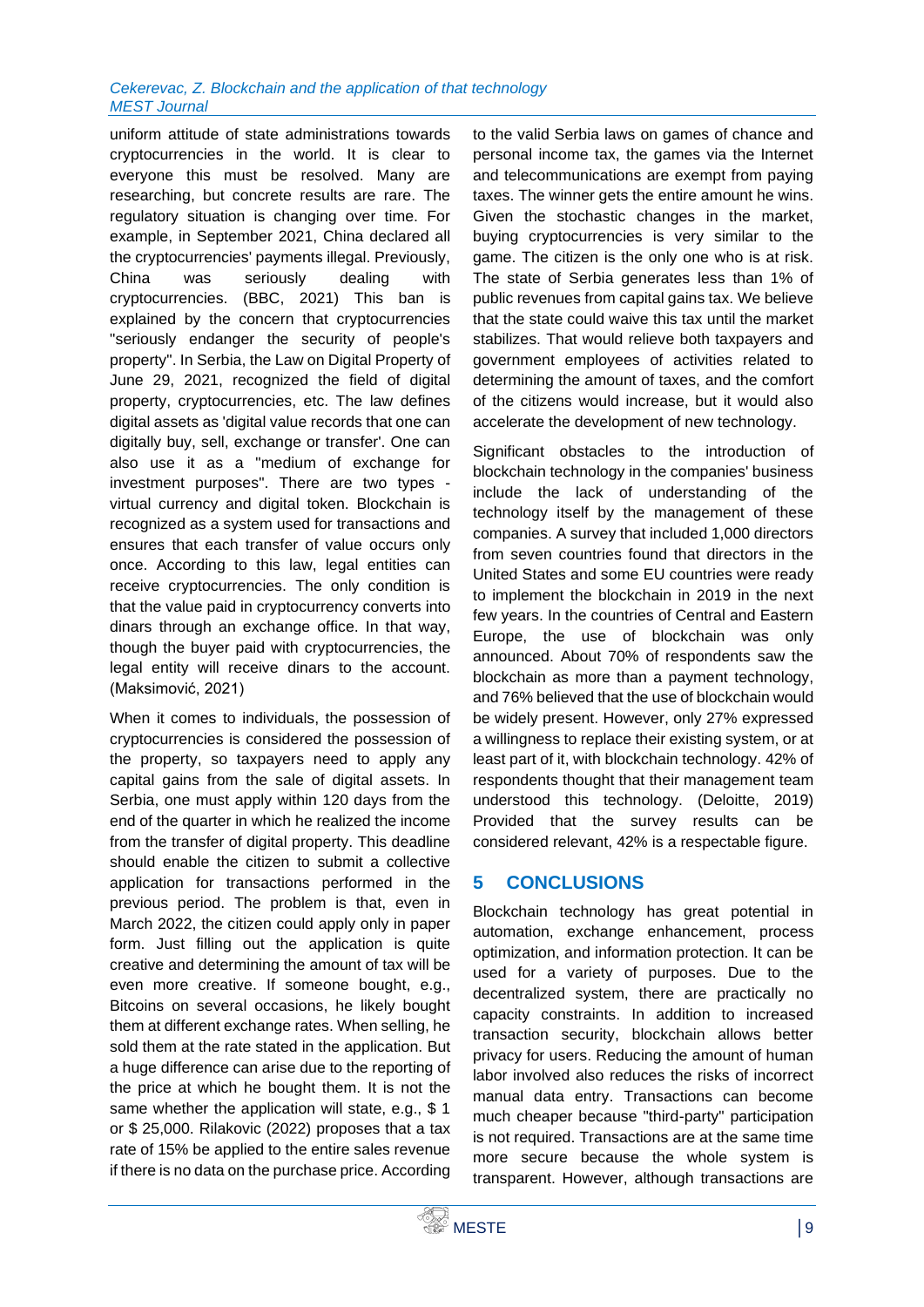uniform attitude of state administrations towards cryptocurrencies in the world. It is clear to everyone this must be resolved. Many are researching, but concrete results are rare. The regulatory situation is changing over time. For example, in September 2021, China declared all the cryptocurrencies' payments illegal. Previously, China was seriously dealing with cryptocurrencies. (BBC, 2021) This ban is explained by the concern that cryptocurrencies "seriously endanger the security of people's property". In Serbia, the Law on Digital Property of June 29, 2021, recognized the field of digital property, cryptocurrencies, etc. The law defines digital assets as 'digital value records that one can digitally buy, sell, exchange or transfer'. One can also use it as a "medium of exchange for investment purposes". There are two types - virtual currency and digital token. Blockchain is recognized as a system used for transactions and ensures that each transfer of value occurs only once. According to this law, legal entities can receive cryptocurrencies. The only condition is that the value paid in cryptocurrency converts into dinars through an exchange office. In that way, though the buyer paid with cryptocurrencies, the legal entity will receive dinars to the account. (Maksimović, 2021)

When it comes to individuals, the possession of cryptocurrencies is considered the possession of the property, so taxpayers need to apply any capital gains from the sale of digital assets. In Serbia, one must apply within 120 days from the end of the quarter in which he realized the income from the transfer of digital property. This deadline should enable the citizen to submit a collective application for transactions performed in the previous period. The problem is that, even in March 2022, the citizen could apply only in paper form. Just filling out the application is quite creative and determining the amount of tax will be even more creative. If someone bought, e.g., Bitcoins on several occasions, he likely bought them at different exchange rates. When selling, he sold them at the rate stated in the application. But a huge difference can arise due to the reporting of the price at which he bought them. It is not the same whether the application will state, e.g., $ 1 or $ 25,000. Rilakovic (2022) proposes that a tax rate of 15% be applied to the entire sales revenue if there is no data on the purchase price. According to the valid Serbia laws on games of chance and personal income tax, the games via the Internet and telecommunications are exempt from paying taxes. The winner gets the entire amount he wins. Given the stochastic changes in the market, buying cryptocurrencies is very similar to the game. The citizen is the only one who is at risk. The state of Serbia generates less than 1% of public revenues from capital gains tax. We believe that the state could waive this tax until the market stabilizes. That would relieve both taxpayers and government employees of activities related to determining the amount of taxes, and the comfort of the citizens would increase, but it would also accelerate the development of new technology.

Significant obstacles to the introduction of blockchain technology in the companies' business include the lack of understanding of the technology itself by the management of these companies. A survey that included 1,000 directors from seven countries found that directors in the United States and some EU countries were ready to implement the blockchain in 2019 in the next few years. In the countries of Central and Eastern Europe, the use of blockchain was only announced. About 70% of respondents saw the blockchain as more than a payment technology, and 76% believed that the use of blockchain would be widely present. However, only 27% expressed a willingness to replace their existing system, or at least part of it, with blockchain technology. 42% of respondents thought that their management team understood this technology. (Deloitte, 2019) Provided that the survey results can be considered relevant, 42% is a respectable figure.

## 5 CONCLUSIONS

Blockchain technology has great potential in automation, exchange enhancement, process optimization, and information protection. It can be used for a variety of purposes. Due to the decentralized system, there are practically no capacity constraints. In addition to increased transaction security, blockchain allows better privacy for users. Reducing the amount of human labor involved also reduces the risks of incorrect manual data entry. Transactions can become much cheaper because "third-party" participation is not required. Transactions are at the same time more secure because the whole system is transparent. However, although transactions are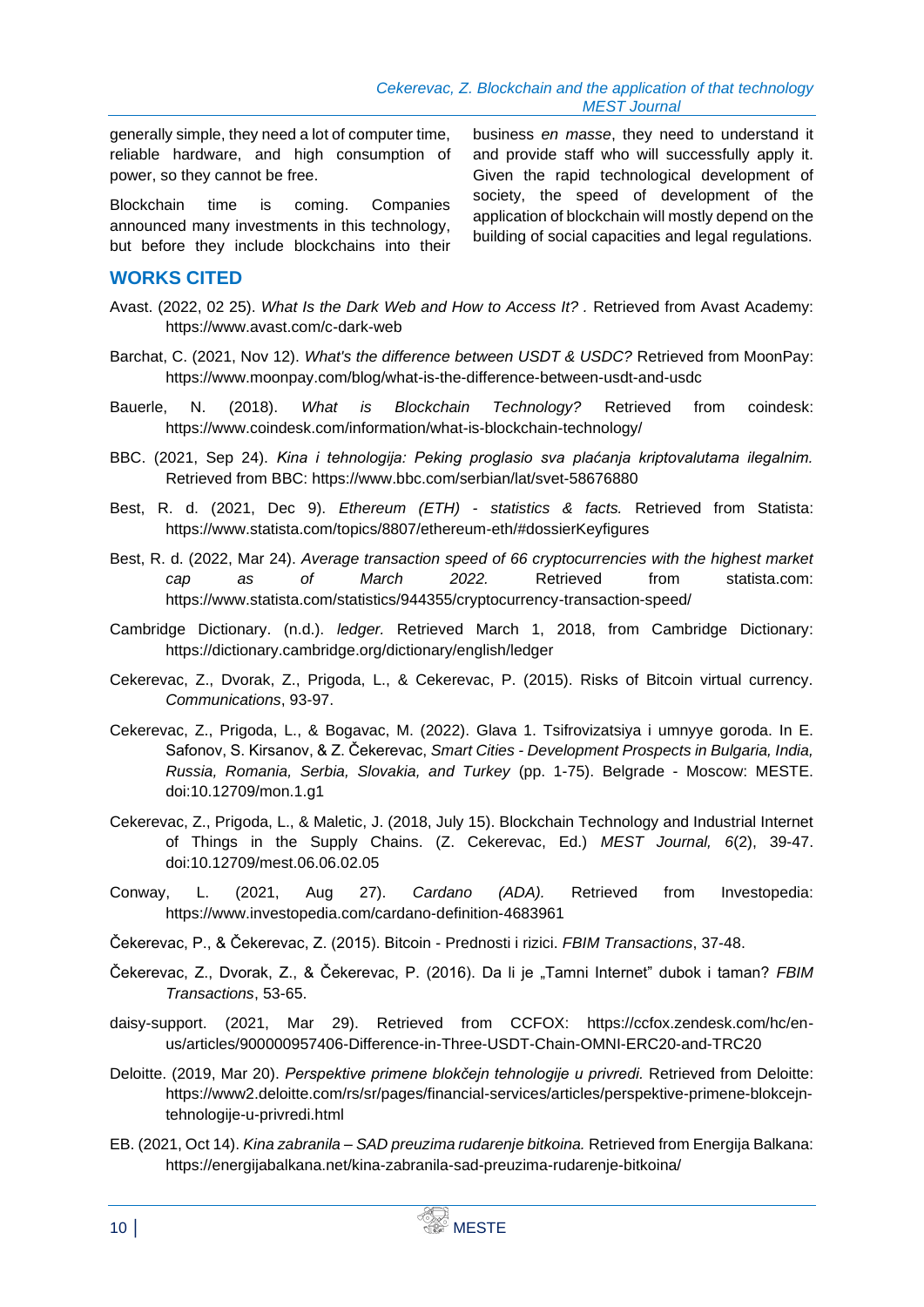generally simple, they need a lot of computer time, reliable hardware, and high consumption of power, so they cannot be free.

Blockchain time is coming. Companies announced many investments in this technology, but before they include blockchains into their business *en masse*, they need to understand it and provide staff who will successfully apply it. Given the rapid technological development of society, the speed of development of the application of blockchain will mostly depend on the building of social capacities and legal regulations.

## WORKS CITED

Avast. (2022, 02 25). *What Is the Dark Web and How to Access It?* . Retrieved from Avast Academy: https://www.avast.com/c-dark-web

Barchat, C. (2021, Nov 12). *What's the difference between USDT & USDC?* Retrieved from MoonPay: https://www.moonpay.com/blog/what-is-the-difference-between-usdt-and-usdc

Bauerle, N. (2018). *What is Blockchain Technology?* Retrieved from coindesk: https://www.coindesk.com/information/what-is-blockchain-technology/

BBC. (2021, Sep 24). *Kina i tehnologija: Peking proglasio sva plaćanja kriptovalutama ilegalnim.* Retrieved from BBC: https://www.bbc.com/serbian/lat/svet-58676880

Best, R. d. (2021, Dec 9). *Ethereum (ETH) - statistics & facts.* Retrieved from Statista: https://www.statista.com/topics/8807/ethereum-eth/#dossierKeyfigures

Best, R. d. (2022, Mar 24). *Average transaction speed of 66 cryptocurrencies with the highest market cap as of March 2022.* Retrieved from statista.com: https://www.statista.com/statistics/944355/cryptocurrency-transaction-speed/

Cambridge Dictionary. (n.d.). *ledger.* Retrieved March 1, 2018, from Cambridge Dictionary: https://dictionary.cambridge.org/dictionary/english/ledger

Cekerevac, Z., Dvorak, Z., Prigoda, L., & Cekerevac, P. (2015). Risks of Bitcoin virtual currency. *Communications*, 93-97.

Cekerevac, Z., Prigoda, L., & Bogavac, M. (2022). Glava 1. Tsifrovizatsiya i umnyye goroda. In E. Safonov, S. Kirsanov, & Z. Čekerevac, *Smart Cities - Development Prospects in Bulgaria, India, Russia, Romania, Serbia, Slovakia, and Turkey* (pp. 1-75). Belgrade - Moscow: MESTE. doi:10.12709/mon.1.g1

Cekerevac, Z., Prigoda, L., & Maletic, J. (2018, July 15). Blockchain Technology and Industrial Internet of Things in the Supply Chains. (Z. Cekerevac, Ed.) *MEST Journal, 6*(2), 39-47. doi:10.12709/mest.06.06.02.05

Conway, L. (2021, Aug 27). *Cardano (ADA).* Retrieved from Investopedia: https://www.investopedia.com/cardano-definition-4683961

Čekerevac, P., & Čekerevac, Z. (2015). Bitcoin - Prednosti i rizici. *FBIM Transactions*, 37-48.

Čekerevac, Z., Dvorak, Z., & Čekerevac, P. (2016). Da li je „Tamni Internet" dubok i taman? *FBIM Transactions*, 53-65.

daisy-support. (2021, Mar 29). Retrieved from CCFOX: https://ccfox.zendesk.com/hc/en-us/articles/900000957406-Difference-in-Three-USDT-Chain-OMNI-ERC20-and-TRC20

Deloitte. (2019, Mar 20). *Perspektive primene blokčejn tehnologije u privredi.* Retrieved from Deloitte: https://www2.deloitte.com/rs/sr/pages/financial-services/articles/perspektive-primene-blokcejn-tehnologije-u-privredi.html

EB. (2021, Oct 14). *Kina zabranila – SAD preuzima rudarenje bitkoina.* Retrieved from Energija Balkana: https://energijabalkana.net/kina-zabranila-sad-preuzima-rudarenje-bitkoina/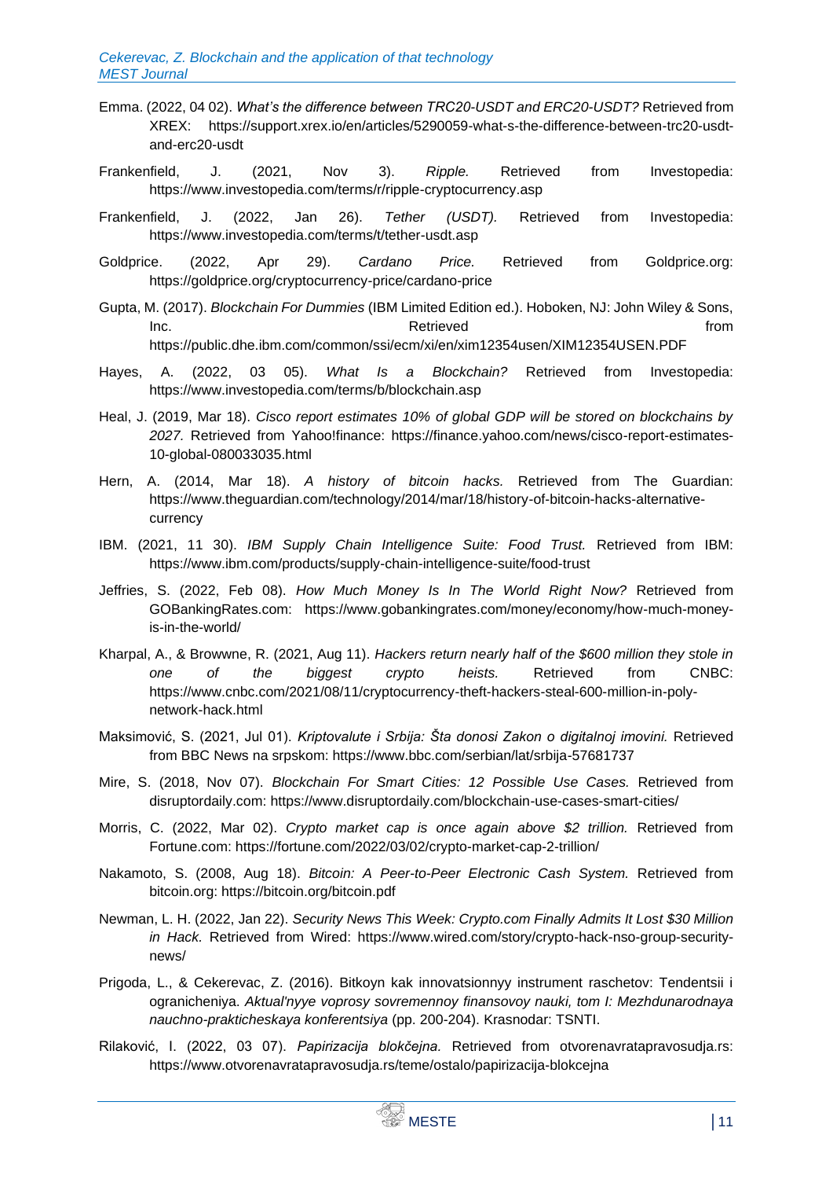Emma. (2022, 04 02). *What's the difference between TRC20-USDT and ERC20-USDT?* Retrieved from XREX: https://support.xrex.io/en/articles/5290059-what-s-the-difference-between-trc20-usdt-and-erc20-usdt

Frankenfield, J. (2021, Nov 3). *Ripple.* Retrieved from Investopedia: https://www.investopedia.com/terms/r/ripple-cryptocurrency.asp

Frankenfield, J. (2022, Jan 26). *Tether (USDT).* Retrieved from Investopedia: https://www.investopedia.com/terms/t/tether-usdt.asp

Goldprice. (2022, Apr 29). *Cardano Price.* Retrieved from Goldprice.org: https://goldprice.org/cryptocurrency-price/cardano-price

Gupta, M. (2017). *Blockchain For Dummies* (IBM Limited Edition ed.). Hoboken, NJ: John Wiley & Sons, Inc. Retrieved from https://public.dhe.ibm.com/common/ssi/ecm/xi/en/xim12354usen/XIM12354USEN.PDF

Hayes, A. (2022, 03 05). *What Is a Blockchain?* Retrieved from Investopedia: https://www.investopedia.com/terms/b/blockchain.asp

Heal, J. (2019, Mar 18). *Cisco report estimates 10% of global GDP will be stored on blockchains by 2027.* Retrieved from Yahoo!finance: https://finance.yahoo.com/news/cisco-report-estimates-10-global-080033035.html

Hern, A. (2014, Mar 18). *A history of bitcoin hacks.* Retrieved from The Guardian: https://www.theguardian.com/technology/2014/mar/18/history-of-bitcoin-hacks-alternative-currency

IBM. (2021, 11 30). *IBM Supply Chain Intelligence Suite: Food Trust.* Retrieved from IBM: https://www.ibm.com/products/supply-chain-intelligence-suite/food-trust

Jeffries, S. (2022, Feb 08). *How Much Money Is In The World Right Now?* Retrieved from GOBankingRates.com: https://www.gobankingrates.com/money/economy/how-much-money-is-in-the-world/

Kharpal, A., & Browwne, R. (2021, Aug 11). *Hackers return nearly half of the $600 million they stole in one of the biggest crypto heists.* Retrieved from CNBC: https://www.cnbc.com/2021/08/11/cryptocurrency-theft-hackers-steal-600-million-in-poly-network-hack.html

Maksimović, S. (2021, Jul 01). *Kriptovalute i Srbija: Šta donosi Zakon o digitalnoj imovini.* Retrieved from BBC News na srpskom: https://www.bbc.com/serbian/lat/srbija-57681737

Mire, S. (2018, Nov 07). *Blockchain For Smart Cities: 12 Possible Use Cases.* Retrieved from disruptordaily.com: https://www.disruptordaily.com/blockchain-use-cases-smart-cities/

Morris, C. (2022, Mar 02). *Crypto market cap is once again above $2 trillion.* Retrieved from Fortune.com: https://fortune.com/2022/03/02/crypto-market-cap-2-trillion/

Nakamoto, S. (2008, Aug 18). *Bitcoin: A Peer-to-Peer Electronic Cash System.* Retrieved from bitcoin.org: https://bitcoin.org/bitcoin.pdf

Newman, L. H. (2022, Jan 22). *Security News This Week: Crypto.com Finally Admits It Lost $30 Million in Hack.* Retrieved from Wired: https://www.wired.com/story/crypto-hack-nso-group-security-news/

Prigoda, L., & Cekerevac, Z. (2016). Bitkoyn kak innovatsionnyy instrument raschetov: Tendentsii i ogranicheniya. *Aktual'nyye voprosy sovremennoy finansovoy nauki, tom I: Mezhdunarodnaya nauchno-prakticheskaya konferentsiya* (pp. 200-204). Krasnodar: TSNTI.

Rilaković, I. (2022, 03 07). *Papirizacija blokčejna.* Retrieved from otvorenavratapravosudja.rs: https://www.otvorenavratapravosudja.rs/teme/ostalo/papirizacija-blokcejna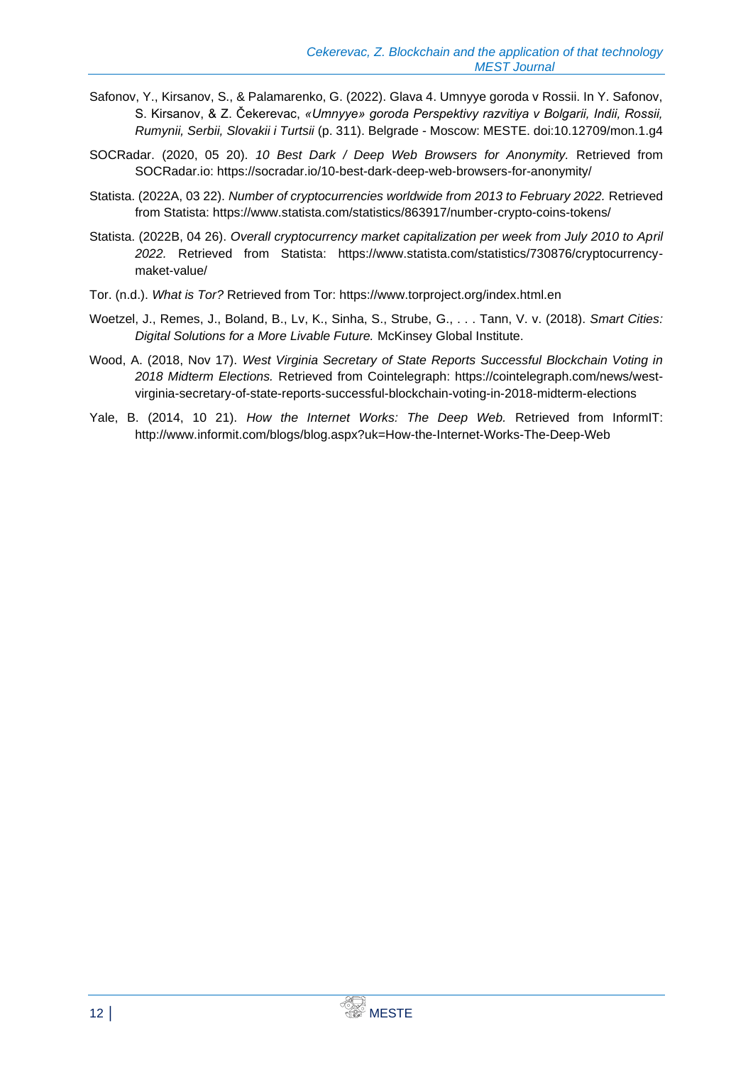Safonov, Y., Kirsanov, S., & Palamarenko, G. (2022). Glava 4. Umnyye goroda v Rossii. In Y. Safonov, S. Kirsanov, & Z. Čekerevac, *«Umnyye» goroda Perspektivy razvitiya v Bolgarii, Indii, Rossii, Rumynii, Serbii, Slovakii i Turtsii* (p. 311). Belgrade - Moscow: MESTE. doi:10.12709/mon.1.g4

SOCRadar. (2020, 05 20). *10 Best Dark / Deep Web Browsers for Anonymity.* Retrieved from SOCRadar.io: https://socradar.io/10-best-dark-deep-web-browsers-for-anonymity/

Statista. (2022A, 03 22). *Number of cryptocurrencies worldwide from 2013 to February 2022.* Retrieved from Statista: https://www.statista.com/statistics/863917/number-crypto-coins-tokens/

Statista. (2022B, 04 26). *Overall cryptocurrency market capitalization per week from July 2010 to April 2022.* Retrieved from Statista: https://www.statista.com/statistics/730876/cryptocurrency-maket-value/

Tor. (n.d.). *What is Tor?* Retrieved from Tor: https://www.torproject.org/index.html.en

Woetzel, J., Remes, J., Boland, B., Lv, K., Sinha, S., Strube, G., . . . Tann, V. v. (2018). *Smart Cities: Digital Solutions for a More Livable Future.* McKinsey Global Institute.

Wood, A. (2018, Nov 17). *West Virginia Secretary of State Reports Successful Blockchain Voting in 2018 Midterm Elections.* Retrieved from Cointelegraph: https://cointelegraph.com/news/west-virginia-secretary-of-state-reports-successful-blockchain-voting-in-2018-midterm-elections

Yale, B. (2014, 10 21). *How the Internet Works: The Deep Web.* Retrieved from InformIT: http://www.informit.com/blogs/blog.aspx?uk=How-the-Internet-Works-The-Deep-Web